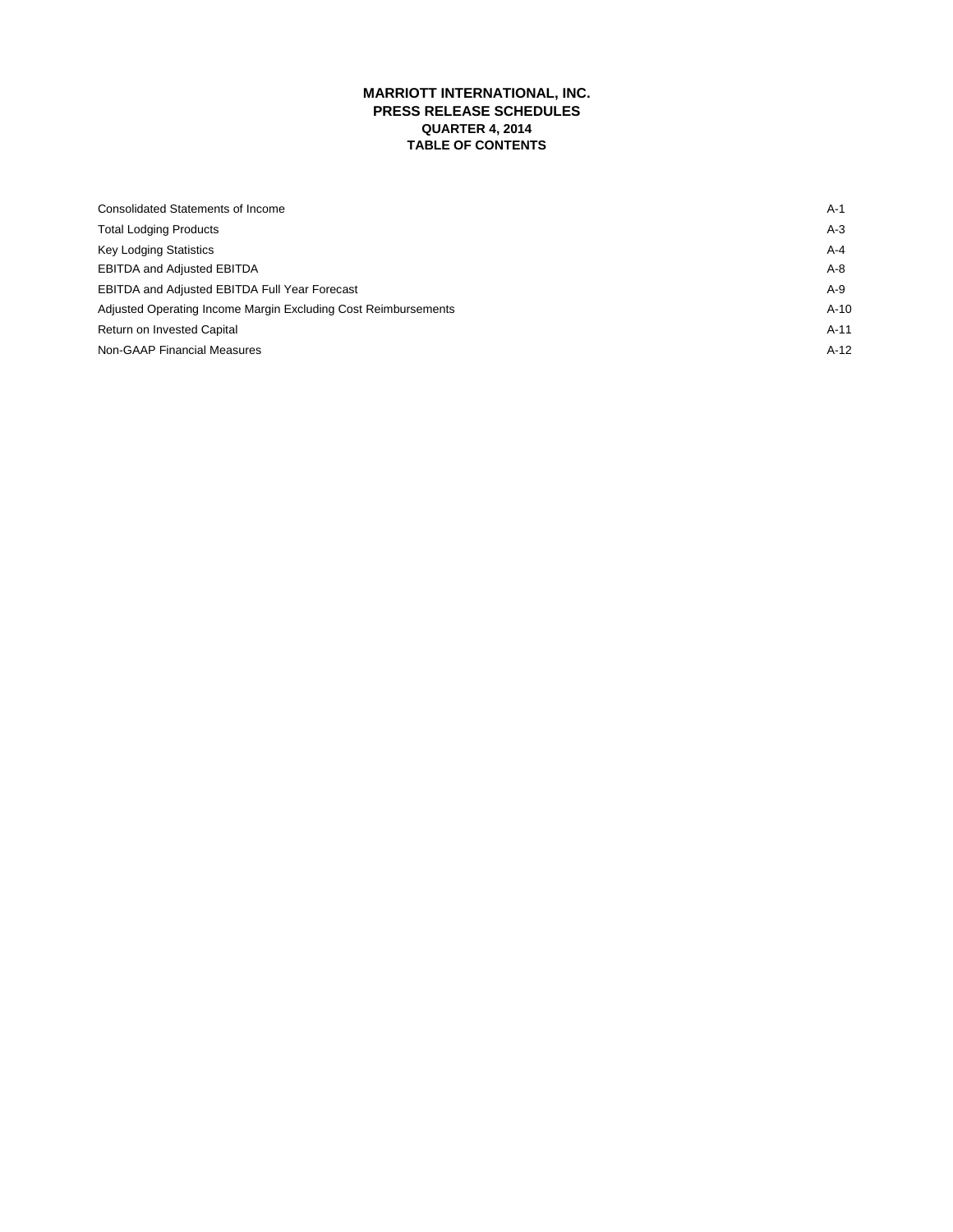# MARRIOTT INTERNATIONAL, INC.
## PRESS RELEASE SCHEDULES
### QUARTER 4, 2014
### TABLE OF CONTENTS

| | |
|---|---|
| Consolidated Statements of Income | A-1 |
| Total Lodging Products | A-3 |
| Key Lodging Statistics | A-4 |
| EBITDA and Adjusted EBITDA | A-8 |
| EBITDA and Adjusted EBITDA Full Year Forecast | A-9 |
| Adjusted Operating Income Margin Excluding Cost Reimbursements | A-10 |
| Return on Invested Capital | A-11 |
| Non-GAAP Financial Measures | A-12 |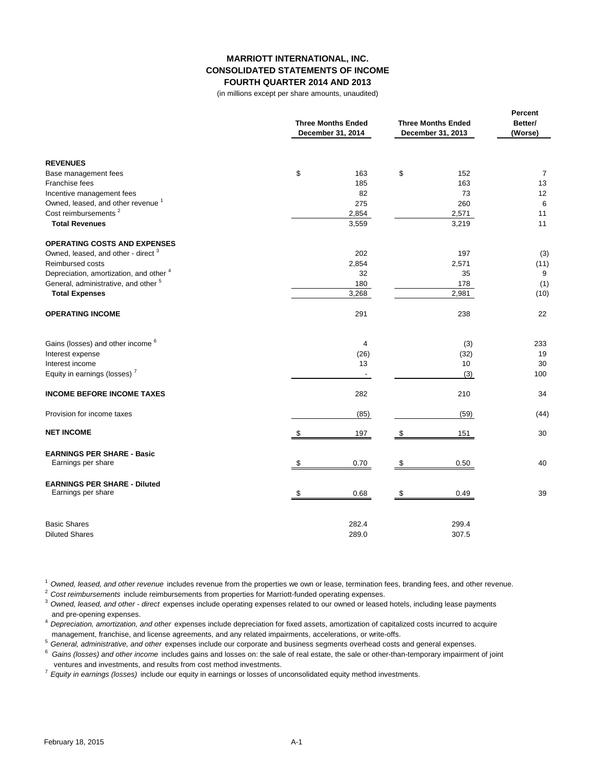# MARRIOTT INTERNATIONAL, INC.
## CONSOLIDATED STATEMENTS OF INCOME
### FOURTH QUARTER 2014 AND 2013

(in millions except per share amounts, unaudited)

| | Three Months Ended December 31, 2014 | Three Months Ended December 31, 2013 | Percent Better/ (Worse) |
|---|---|---|---|
| **REVENUES** | | | |
| Base management fees | $ 163 | $ 152 | 7 |
| Franchise fees | 185 | 163 | 13 |
| Incentive management fees | 82 | 73 | 12 |
| Owned, leased, and other revenue [1] | 275 | 260 | 6 |
| Cost reimbursements [2] | 2,854 | 2,571 | 11 |
| **Total Revenues** | 3,559 | 3,219 | 11 |
| **OPERATING COSTS AND EXPENSES** | | | |
| Owned, leased, and other - direct [3] | 202 | 197 | (3) |
| Reimbursed costs | 2,854 | 2,571 | (11) |
| Depreciation, amortization, and other [4] | 32 | 35 | 9 |
| General, administrative, and other [5] | 180 | 178 | (1) |
| **Total Expenses** | 3,268 | 2,981 | (10) |
| **OPERATING INCOME** | 291 | 238 | 22 |
| Gains (losses) and other income [6] | 4 | (3) | 233 |
| Interest expense | (26) | (32) | 19 |
| Interest income | 13 | 10 | 30 |
| Equity in earnings (losses) [7] | - | (3) | 100 |
| **INCOME BEFORE INCOME TAXES** | 282 | 210 | 34 |
| Provision for income taxes | (85) | (59) | (44) |
| **NET INCOME** | $ 197 | $ 151 | 30 |
| **EARNINGS PER SHARE - Basic** | | | |
| Earnings per share | $ 0.70 | $ 0.50 | 40 |
| **EARNINGS PER SHARE - Diluted** | | | |
| Earnings per share | $ 0.68 | $ 0.49 | 39 |
| Basic Shares | 282.4 | 299.4 | |
| Diluted Shares | 289.0 | 307.5 | |

[1] *Owned, leased, and other revenue* includes revenue from the properties we own or lease, termination fees, branding fees, and other revenue.

[2] *Cost reimbursements* include reimbursements from properties for Marriott-funded operating expenses.

[3] *Owned, leased, and other - direct* expenses include operating expenses related to our owned or leased hotels, including lease payments and pre-opening expenses.

[4] *Depreciation, amortization, and other* expenses include depreciation for fixed assets, amortization of capitalized costs incurred to acquire management, franchise, and license agreements, and any related impairments, accelerations, or write-offs.

[5] *General, administrative, and other* expenses include our corporate and business segments overhead costs and general expenses.

[6] *Gains (losses) and other income* includes gains and losses on: the sale of real estate, the sale or other-than-temporary impairment of joint ventures and investments, and results from cost method investments.

[7] *Equity in earnings (losses)* include our equity in earnings or losses of unconsolidated equity method investments.

February 18, 2015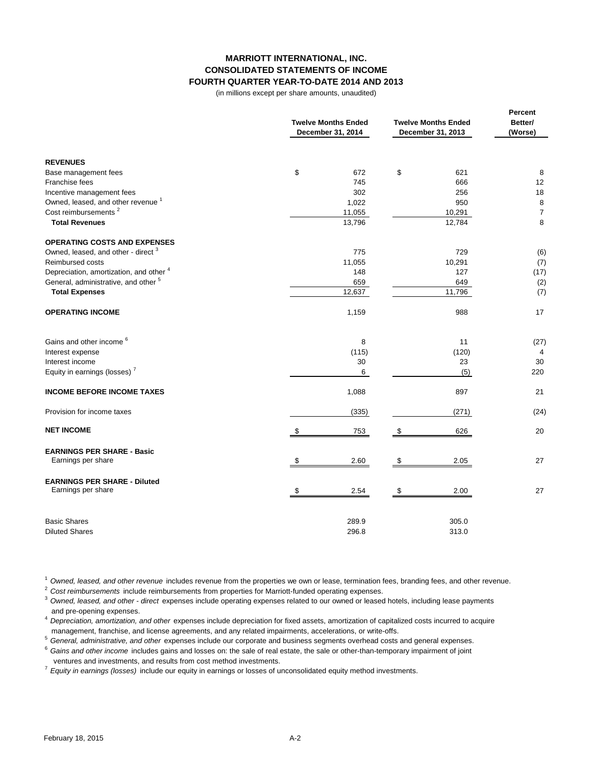# MARRIOTT INTERNATIONAL, INC.
## CONSOLIDATED STATEMENTS OF INCOME
## FOURTH QUARTER YEAR-TO-DATE 2014 AND 2013

(in millions except per share amounts, unaudited)

| | Twelve Months Ended December 31, 2014 | Twelve Months Ended December 31, 2013 | Percent Better/ (Worse) |
|---|---|---|---|
| **REVENUES** | | | |
| Base management fees | $ 672 | $ 621 | 8 |
| Franchise fees | 745 | 666 | 12 |
| Incentive management fees | 302 | 256 | 18 |
| Owned, leased, and other revenue [1] | 1,022 | 950 | 8 |
| Cost reimbursements [2] | 11,055 | 10,291 | 7 |
| **Total Revenues** | 13,796 | 12,784 | 8 |
| **OPERATING COSTS AND EXPENSES** | | | |
| Owned, leased, and other - direct [3] | 775 | 729 | (6) |
| Reimbursed costs | 11,055 | 10,291 | (7) |
| Depreciation, amortization, and other [4] | 148 | 127 | (17) |
| General, administrative, and other [5] | 659 | 649 | (2) |
| **Total Expenses** | 12,637 | 11,796 | (7) |
| **OPERATING INCOME** | 1,159 | 988 | 17 |
| Gains and other income [6] | 8 | 11 | (27) |
| Interest expense | (115) | (120) | 4 |
| Interest income | 30 | 23 | 30 |
| Equity in earnings (losses) [7] | 6 | (5) | 220 |
| **INCOME BEFORE INCOME TAXES** | 1,088 | 897 | 21 |
| Provision for income taxes | (335) | (271) | (24) |
| **NET INCOME** | $ 753 | $ 626 | 20 |
| **EARNINGS PER SHARE - Basic** | | | |
| Earnings per share | $ 2.60 | $ 2.05 | 27 |
| **EARNINGS PER SHARE - Diluted** | | | |
| Earnings per share | $ 2.54 | $ 2.00 | 27 |
| Basic Shares | 289.9 | 305.0 | |
| Diluted Shares | 296.8 | 313.0 | |

[1] *Owned, leased, and other revenue* includes revenue from the properties we own or lease, termination fees, branding fees, and other revenue.

[2] *Cost reimbursements* include reimbursements from properties for Marriott-funded operating expenses.

[3] *Owned, leased, and other - direct* expenses include operating expenses related to our owned or leased hotels, including lease payments and pre-opening expenses.

[4] *Depreciation, amortization, and other* expenses include depreciation for fixed assets, amortization of capitalized costs incurred to acquire management, franchise, and license agreements, and any related impairments, accelerations, or write-offs.

[5] *General, administrative, and other* expenses include our corporate and business segments overhead costs and general expenses.

[6] *Gains and other income* includes gains and losses on: the sale of real estate, the sale or other-than-temporary impairment of joint ventures and investments, and results from cost method investments.

[7] *Equity in earnings (losses)* include our equity in earnings or losses of unconsolidated equity method investments.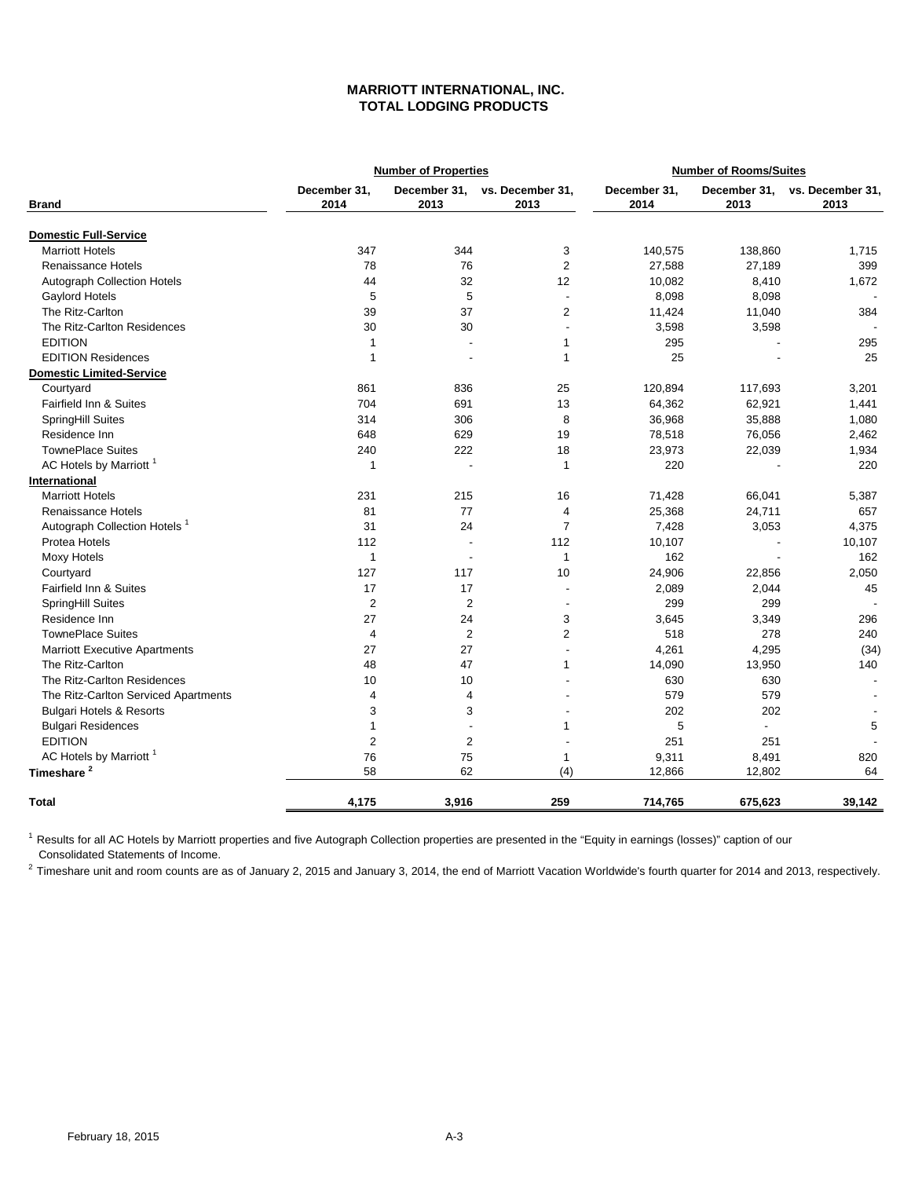# MARRIOTT INTERNATIONAL, INC.
## TOTAL LODGING PRODUCTS

| Brand | Number of Properties | | | Number of Rooms/Suites | | |
|---|---|---|---|---|---|---|
| | December 31, 2014 | December 31, 2013 | vs. December 31, 2013 | December 31, 2014 | December 31, 2013 | vs. December 31, 2013 |
| **Domestic Full-Service** | | | | | | |
| Marriott Hotels | 347 | 344 | 3 | 140,575 | 138,860 | 1,715 |
| Renaissance Hotels | 78 | 76 | 2 | 27,588 | 27,189 | 399 |
| Autograph Collection Hotels | 44 | 32 | 12 | 10,082 | 8,410 | 1,672 |
| Gaylord Hotels | 5 | 5 | - | 8,098 | 8,098 | - |
| The Ritz-Carlton | 39 | 37 | 2 | 11,424 | 11,040 | 384 |
| The Ritz-Carlton Residences | 30 | 30 | - | 3,598 | 3,598 | - |
| EDITION | 1 | - | 1 | 295 | - | 295 |
| EDITION Residences | 1 | - | 1 | 25 | - | 25 |
| **Domestic Limited-Service** | | | | | | |
| Courtyard | 861 | 836 | 25 | 120,894 | 117,693 | 3,201 |
| Fairfield Inn & Suites | 704 | 691 | 13 | 64,362 | 62,921 | 1,441 |
| SpringHill Suites | 314 | 306 | 8 | 36,968 | 35,888 | 1,080 |
| Residence Inn | 648 | 629 | 19 | 78,518 | 76,056 | 2,462 |
| TownePlace Suites | 240 | 222 | 18 | 23,973 | 22,039 | 1,934 |
| AC Hotels by Marriott [1] | 1 | - | 1 | 220 | - | 220 |
| **International** | | | | | | |
| Marriott Hotels | 231 | 215 | 16 | 71,428 | 66,041 | 5,387 |
| Renaissance Hotels | 81 | 77 | 4 | 25,368 | 24,711 | 657 |
| Autograph Collection Hotels [1] | 31 | 24 | 7 | 7,428 | 3,053 | 4,375 |
| Protea Hotels | 112 | - | 112 | 10,107 | - | 10,107 |
| Moxy Hotels | 1 | - | 1 | 162 | - | 162 |
| Courtyard | 127 | 117 | 10 | 24,906 | 22,856 | 2,050 |
| Fairfield Inn & Suites | 17 | 17 | - | 2,089 | 2,044 | 45 |
| SpringHill Suites | 2 | 2 | - | 299 | 299 | - |
| Residence Inn | 27 | 24 | 3 | 3,645 | 3,349 | 296 |
| TownePlace Suites | 4 | 2 | 2 | 518 | 278 | 240 |
| Marriott Executive Apartments | 27 | 27 | - | 4,261 | 4,295 | (34) |
| The Ritz-Carlton | 48 | 47 | 1 | 14,090 | 13,950 | 140 |
| The Ritz-Carlton Residences | 10 | 10 | - | 630 | 630 | - |
| The Ritz-Carlton Serviced Apartments | 4 | 4 | - | 579 | 579 | - |
| Bulgari Hotels & Resorts | 3 | 3 | - | 202 | 202 | - |
| Bulgari Residences | 1 | - | 1 | 5 | - | 5 |
| EDITION | 2 | 2 | - | 251 | 251 | - |
| AC Hotels by Marriott [1] | 76 | 75 | 1 | 9,311 | 8,491 | 820 |
| **Timeshare [2]** | 58 | 62 | (4) | 12,866 | 12,802 | 64 |
| **Total** | **4,175** | **3,916** | **259** | **714,765** | **675,623** | **39,142** |

[1] Results for all AC Hotels by Marriott properties and five Autograph Collection properties are presented in the "Equity in earnings (losses)" caption of our Consolidated Statements of Income.

[2] Timeshare unit and room counts are as of January 2, 2015 and January 3, 2014, the end of Marriott Vacation Worldwide's fourth quarter for 2014 and 2013, respectively.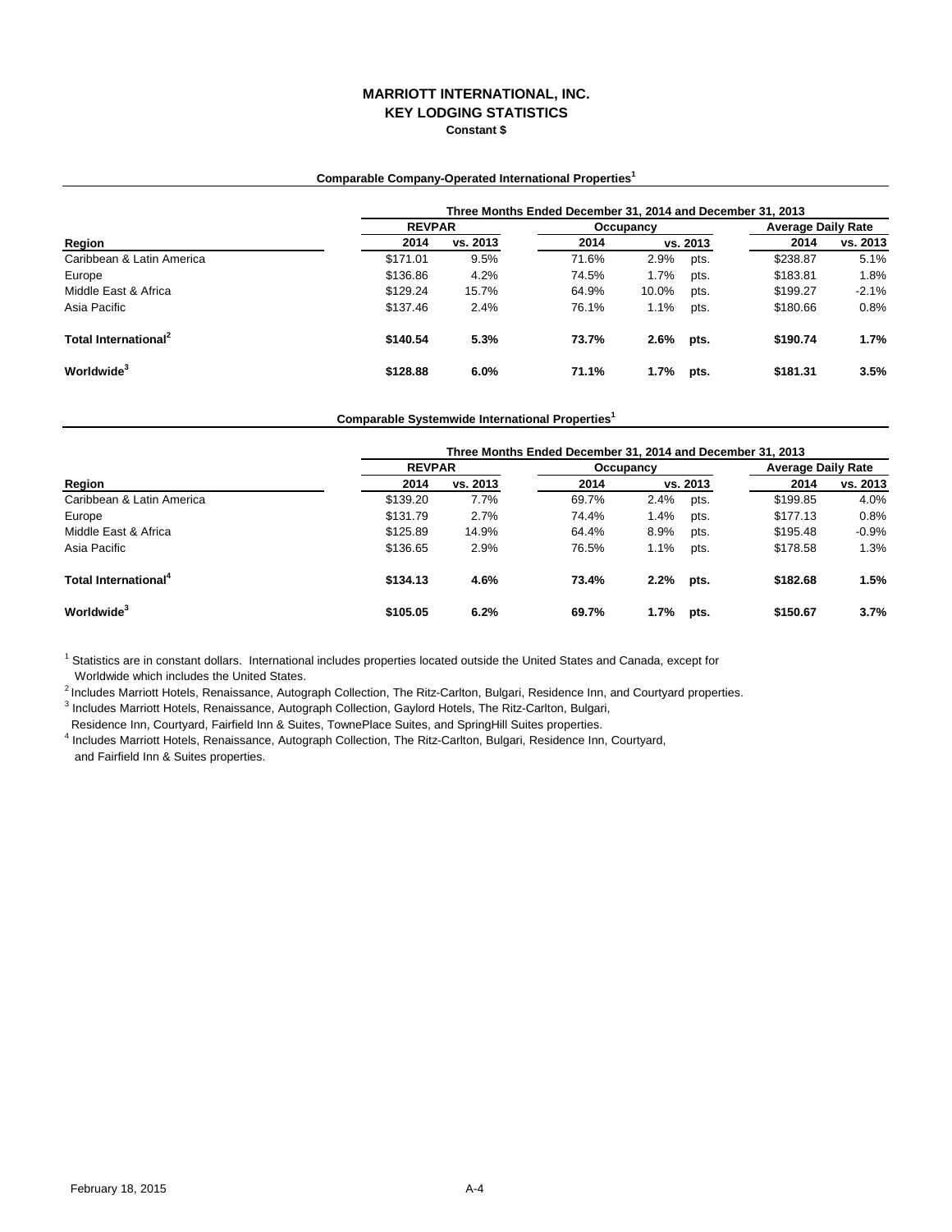# MARRIOTT INTERNATIONAL, INC.
## KEY LODGING STATISTICS
### Constant $

**Comparable Company-Operated International Properties[1]**

| | Three Months Ended December 31, 2014 and December 31, 2013 | | | | | |
|---|---|---|---|---|---|---|
| | REVPAR | | Occupancy | | Average Daily Rate | |
| **Region** | **2014** | **vs. 2013** | **2014** | **vs. 2013** | **2014** | **vs. 2013** |
| Caribbean & Latin America | $171.01 | 9.5% | 71.6% | 2.9% pts. | $238.87 | 5.1% |
| Europe | $136.86 | 4.2% | 74.5% | 1.7% pts. | $183.81 | 1.8% |
| Middle East & Africa | $129.24 | 15.7% | 64.9% | 10.0% pts. | $199.27 | -2.1% |
| Asia Pacific | $137.46 | 2.4% | 76.1% | 1.1% pts. | $180.66 | 0.8% |
| **Total International[2]** | **$140.54** | **5.3%** | **73.7%** | **2.6% pts.** | **$190.74** | **1.7%** |
| **Worldwide[3]** | **$128.88** | **6.0%** | **71.1%** | **1.7% pts.** | **$181.31** | **3.5%** |

**Comparable Systemwide International Properties[1]**

| | Three Months Ended December 31, 2014 and December 31, 2013 | | | | | |
|---|---|---|---|---|---|---|
| | REVPAR | | Occupancy | | Average Daily Rate | |
| **Region** | **2014** | **vs. 2013** | **2014** | **vs. 2013** | **2014** | **vs. 2013** |
| Caribbean & Latin America | $139.20 | 7.7% | 69.7% | 2.4% pts. | $199.85 | 4.0% |
| Europe | $131.79 | 2.7% | 74.4% | 1.4% pts. | $177.13 | 0.8% |
| Middle East & Africa | $125.89 | 14.9% | 64.4% | 8.9% pts. | $195.48 | -0.9% |
| Asia Pacific | $136.65 | 2.9% | 76.5% | 1.1% pts. | $178.58 | 1.3% |
| **Total International[4]** | **$134.13** | **4.6%** | **73.4%** | **2.2% pts.** | **$182.68** | **1.5%** |
| **Worldwide[3]** | **$105.05** | **6.2%** | **69.7%** | **1.7% pts.** | **$150.67** | **3.7%** |

[1] Statistics are in constant dollars. International includes properties located outside the United States and Canada, except for Worldwide which includes the United States.

[2] Includes Marriott Hotels, Renaissance, Autograph Collection, The Ritz-Carlton, Bulgari, Residence Inn, and Courtyard properties.

[3] Includes Marriott Hotels, Renaissance, Autograph Collection, Gaylord Hotels, The Ritz-Carlton, Bulgari, Residence Inn, Courtyard, Fairfield Inn & Suites, TownePlace Suites, and SpringHill Suites properties.

[4] Includes Marriott Hotels, Renaissance, Autograph Collection, The Ritz-Carlton, Bulgari, Residence Inn, Courtyard, and Fairfield Inn & Suites properties.

February 18, 2015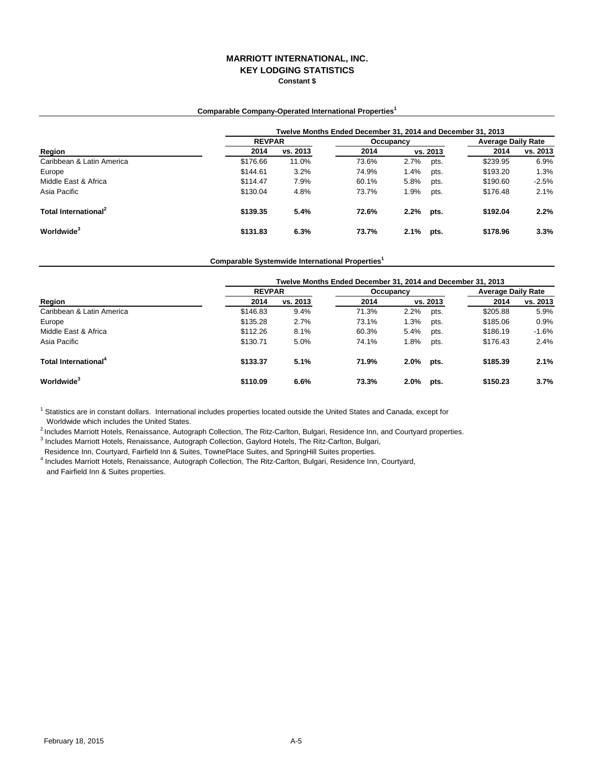# MARRIOTT INTERNATIONAL, INC.
## KEY LODGING STATISTICS
### Constant $

**Comparable Company-Operated International Properties[1]**

| | Twelve Months Ended December 31, 2014 and December 31, 2013 | | | | | |
|---|---|---|---|---|---|---|
| | REVPAR | | Occupancy | | Average Daily Rate | |
| Region | 2014 | vs. 2013 | 2014 | vs. 2013 | 2014 | vs. 2013 |
| Caribbean & Latin America | $176.66 | 11.0% | 73.6% | 2.7% pts. | $239.95 | 6.9% |
| Europe | $144.61 | 3.2% | 74.9% | 1.4% pts. | $193.20 | 1.3% |
| Middle East & Africa | $114.47 | 7.9% | 60.1% | 5.8% pts. | $190.60 | -2.5% |
| Asia Pacific | $130.04 | 4.8% | 73.7% | 1.9% pts. | $176.48 | 2.1% |
| **Total International[2]** | **$139.35** | **5.4%** | **72.6%** | **2.2% pts.** | **$192.04** | **2.2%** |
| **Worldwide[3]** | **$131.83** | **6.3%** | **73.7%** | **2.1% pts.** | **$178.96** | **3.3%** |

**Comparable Systemwide International Properties[1]**

| | Twelve Months Ended December 31, 2014 and December 31, 2013 | | | | | |
|---|---|---|---|---|---|---|
| | REVPAR | | Occupancy | | Average Daily Rate | |
| Region | 2014 | vs. 2013 | 2014 | vs. 2013 | 2014 | vs. 2013 |
| Caribbean & Latin America | $146.83 | 9.4% | 71.3% | 2.2% pts. | $205.88 | 5.9% |
| Europe | $135.28 | 2.7% | 73.1% | 1.3% pts. | $185.06 | 0.9% |
| Middle East & Africa | $112.26 | 8.1% | 60.3% | 5.4% pts. | $186.19 | -1.6% |
| Asia Pacific | $130.71 | 5.0% | 74.1% | 1.8% pts. | $176.43 | 2.4% |
| **Total International[4]** | **$133.37** | **5.1%** | **71.9%** | **2.0% pts.** | **$185.39** | **2.1%** |
| **Worldwide[3]** | **$110.09** | **6.6%** | **73.3%** | **2.0% pts.** | **$150.23** | **3.7%** |

[1] Statistics are in constant dollars. International includes properties located outside the United States and Canada, except for Worldwide which includes the United States.

[2] Includes Marriott Hotels, Renaissance, Autograph Collection, The Ritz-Carlton, Bulgari, Residence Inn, and Courtyard properties.

[3] Includes Marriott Hotels, Renaissance, Autograph Collection, Gaylord Hotels, The Ritz-Carlton, Bulgari, Residence Inn, Courtyard, Fairfield Inn & Suites, TownePlace Suites, and SpringHill Suites properties.

[4] Includes Marriott Hotels, Renaissance, Autograph Collection, The Ritz-Carlton, Bulgari, Residence Inn, Courtyard, and Fairfield Inn & Suites properties.

February 18, 2015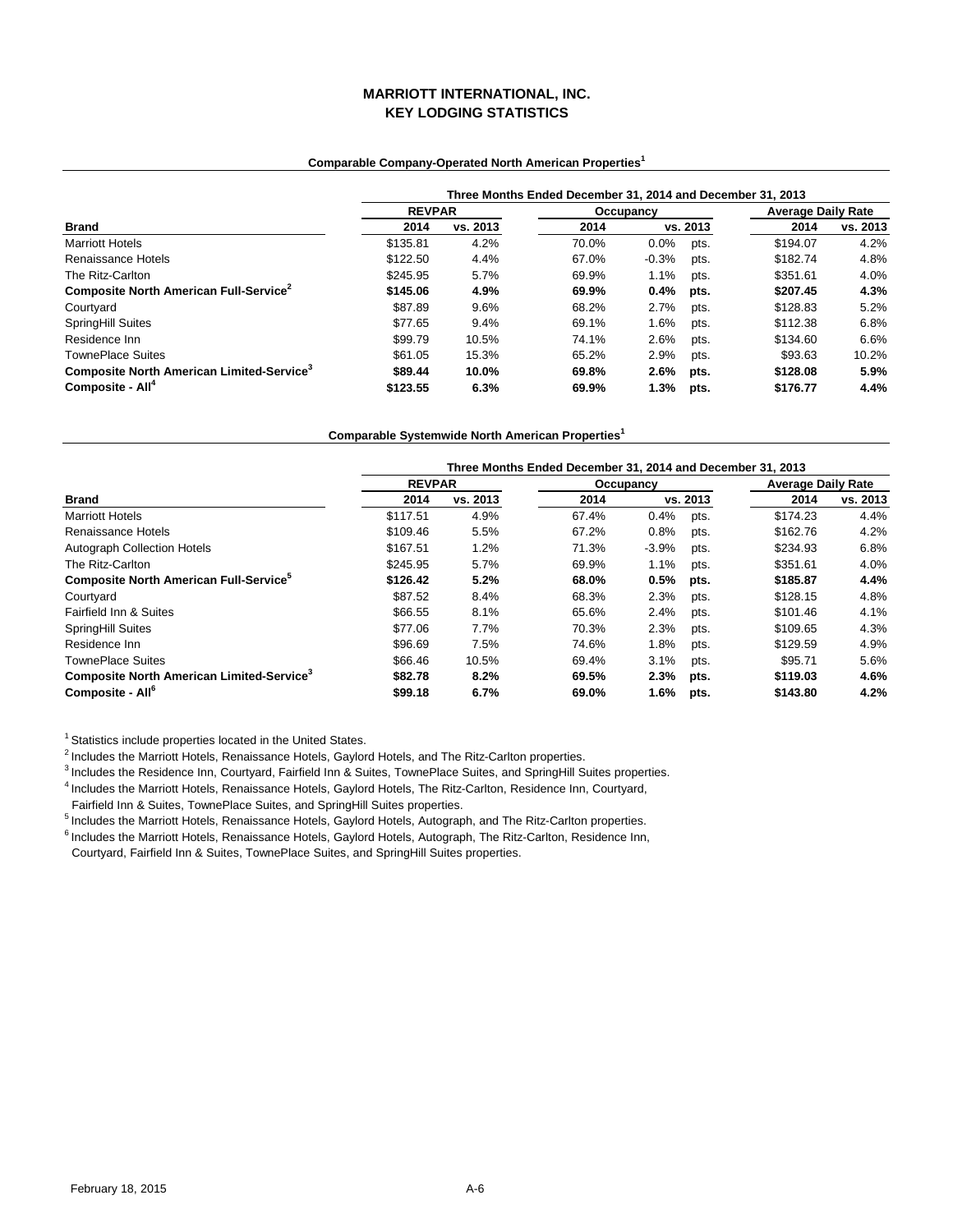# MARRIOTT INTERNATIONAL, INC.
## KEY LODGING STATISTICS

### Comparable Company-Operated North American Properties[1]

| | Three Months Ended December 31, 2014 and December 31, 2013 | | | | | | |
|---|---|---|---|---|---|---|---|
| | REVPAR | | Occupancy | | | Average Daily Rate | |
| **Brand** | **2014** | **vs. 2013** | **2014** | **vs. 2013** | | **2014** | **vs. 2013** |
| Marriott Hotels | $135.81 | 4.2% | 70.0% | 0.0% | pts. | $194.07 | 4.2% |
| Renaissance Hotels | $122.50 | 4.4% | 67.0% | -0.3% | pts. | $182.74 | 4.8% |
| The Ritz-Carlton | $245.95 | 5.7% | 69.9% | 1.1% | pts. | $351.61 | 4.0% |
| **Composite North American Full-Service[2]** | **$145.06** | **4.9%** | **69.9%** | **0.4%** | **pts.** | **$207.45** | **4.3%** |
| Courtyard | $87.89 | 9.6% | 68.2% | 2.7% | pts. | $128.83 | 5.2% |
| SpringHill Suites | $77.65 | 9.4% | 69.1% | 1.6% | pts. | $112.38 | 6.8% |
| Residence Inn | $99.79 | 10.5% | 74.1% | 2.6% | pts. | $134.60 | 6.6% |
| TownePlace Suites | $61.05 | 15.3% | 65.2% | 2.9% | pts. | $93.63 | 10.2% |
| **Composite North American Limited-Service[3]** | **$89.44** | **10.0%** | **69.8%** | **2.6%** | **pts.** | **$128.08** | **5.9%** |
| **Composite - All[4]** | **$123.55** | **6.3%** | **69.9%** | **1.3%** | **pts.** | **$176.77** | **4.4%** |

### Comparable Systemwide North American Properties[1]

| | Three Months Ended December 31, 2014 and December 31, 2013 | | | | | | |
|---|---|---|---|---|---|---|---|
| | REVPAR | | Occupancy | | | Average Daily Rate | |
| **Brand** | **2014** | **vs. 2013** | **2014** | **vs. 2013** | | **2014** | **vs. 2013** |
| Marriott Hotels | $117.51 | 4.9% | 67.4% | 0.4% | pts. | $174.23 | 4.4% |
| Renaissance Hotels | $109.46 | 5.5% | 67.2% | 0.8% | pts. | $162.76 | 4.2% |
| Autograph Collection Hotels | $167.51 | 1.2% | 71.3% | -3.9% | pts. | $234.93 | 6.8% |
| The Ritz-Carlton | $245.95 | 5.7% | 69.9% | 1.1% | pts. | $351.61 | 4.0% |
| **Composite North American Full-Service[5]** | **$126.42** | **5.2%** | **68.0%** | **0.5%** | **pts.** | **$185.87** | **4.4%** |
| Courtyard | $87.52 | 8.4% | 68.3% | 2.3% | pts. | $128.15 | 4.8% |
| Fairfield Inn & Suites | $66.55 | 8.1% | 65.6% | 2.4% | pts. | $101.46 | 4.1% |
| SpringHill Suites | $77.06 | 7.7% | 70.3% | 2.3% | pts. | $109.65 | 4.3% |
| Residence Inn | $96.69 | 7.5% | 74.6% | 1.8% | pts. | $129.59 | 4.9% |
| TownePlace Suites | $66.46 | 10.5% | 69.4% | 3.1% | pts. | $95.71 | 5.6% |
| **Composite North American Limited-Service[3]** | **$82.78** | **8.2%** | **69.5%** | **2.3%** | **pts.** | **$119.03** | **4.6%** |
| **Composite - All[6]** | **$99.18** | **6.7%** | **69.0%** | **1.6%** | **pts.** | **$143.80** | **4.2%** |

[1] Statistics include properties located in the United States.
[2] Includes the Marriott Hotels, Renaissance Hotels, Gaylord Hotels, and The Ritz-Carlton properties.
[3] Includes the Residence Inn, Courtyard, Fairfield Inn & Suites, TownePlace Suites, and SpringHill Suites properties.
[4] Includes the Marriott Hotels, Renaissance Hotels, Gaylord Hotels, The Ritz-Carlton, Residence Inn, Courtyard, Fairfield Inn & Suites, TownePlace Suites, and SpringHill Suites properties.
[5] Includes the Marriott Hotels, Renaissance Hotels, Gaylord Hotels, Autograph, and The Ritz-Carlton properties.
[6] Includes the Marriott Hotels, Renaissance Hotels, Gaylord Hotels, Autograph, The Ritz-Carlton, Residence Inn, Courtyard, Fairfield Inn & Suites, TownePlace Suites, and SpringHill Suites properties.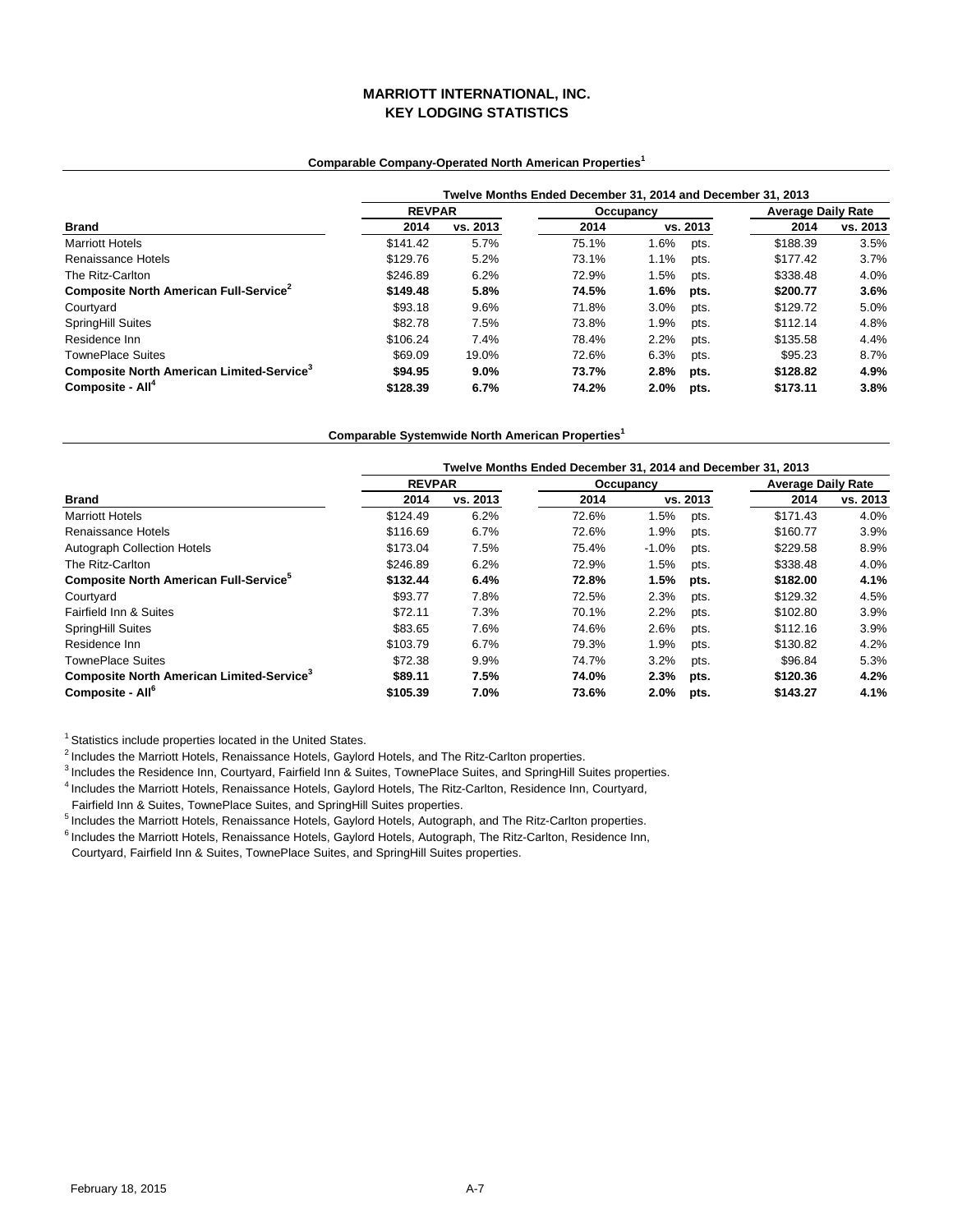# MARRIOTT INTERNATIONAL, INC.
# KEY LODGING STATISTICS

**Comparable Company-Operated North American Properties[1]**

| | Twelve Months Ended December 31, 2014 and December 31, 2013 | | | | | |
|---|---|---|---|---|---|---|
| | REVPAR | | Occupancy | | Average Daily Rate | |
| **Brand** | **2014** | **vs. 2013** | **2014** | **vs. 2013** | **2014** | **vs. 2013** |
| Marriott Hotels | $141.42 | 5.7% | 75.1% | 1.6% pts. | $188.39 | 3.5% |
| Renaissance Hotels | $129.76 | 5.2% | 73.1% | 1.1% pts. | $177.42 | 3.7% |
| The Ritz-Carlton | $246.89 | 6.2% | 72.9% | 1.5% pts. | $338.48 | 4.0% |
| **Composite North American Full-Service[2]** | **$149.48** | **5.8%** | **74.5%** | **1.6% pts.** | **$200.77** | **3.6%** |
| Courtyard | $93.18 | 9.6% | 71.8% | 3.0% pts. | $129.72 | 5.0% |
| SpringHill Suites | $82.78 | 7.5% | 73.8% | 1.9% pts. | $112.14 | 4.8% |
| Residence Inn | $106.24 | 7.4% | 78.4% | 2.2% pts. | $135.58 | 4.4% |
| TownePlace Suites | $69.09 | 19.0% | 72.6% | 6.3% pts. | $95.23 | 8.7% |
| **Composite North American Limited-Service[3]** | **$94.95** | **9.0%** | **73.7%** | **2.8% pts.** | **$128.82** | **4.9%** |
| **Composite - All[4]** | **$128.39** | **6.7%** | **74.2%** | **2.0% pts.** | **$173.11** | **3.8%** |

**Comparable Systemwide North American Properties[1]**

| | Twelve Months Ended December 31, 2014 and December 31, 2013 | | | | | |
|---|---|---|---|---|---|---|
| | REVPAR | | Occupancy | | Average Daily Rate | |
| **Brand** | **2014** | **vs. 2013** | **2014** | **vs. 2013** | **2014** | **vs. 2013** |
| Marriott Hotels | $124.49 | 6.2% | 72.6% | 1.5% pts. | $171.43 | 4.0% |
| Renaissance Hotels | $116.69 | 6.7% | 72.6% | 1.9% pts. | $160.77 | 3.9% |
| Autograph Collection Hotels | $173.04 | 7.5% | 75.4% | -1.0% pts. | $229.58 | 8.9% |
| The Ritz-Carlton | $246.89 | 6.2% | 72.9% | 1.5% pts. | $338.48 | 4.0% |
| **Composite North American Full-Service[5]** | **$132.44** | **6.4%** | **72.8%** | **1.5% pts.** | **$182.00** | **4.1%** |
| Courtyard | $93.77 | 7.8% | 72.5% | 2.3% pts. | $129.32 | 4.5% |
| Fairfield Inn & Suites | $72.11 | 7.3% | 70.1% | 2.2% pts. | $102.80 | 3.9% |
| SpringHill Suites | $83.65 | 7.6% | 74.6% | 2.6% pts. | $112.16 | 3.9% |
| Residence Inn | $103.79 | 6.7% | 79.3% | 1.9% pts. | $130.82 | 4.2% |
| TownePlace Suites | $72.38 | 9.9% | 74.7% | 3.2% pts. | $96.84 | 5.3% |
| **Composite North American Limited-Service[3]** | **$89.11** | **7.5%** | **74.0%** | **2.3% pts.** | **$120.36** | **4.2%** |
| **Composite - All[6]** | **$105.39** | **7.0%** | **73.6%** | **2.0% pts.** | **$143.27** | **4.1%** |

[1] Statistics include properties located in the United States.

[2] Includes the Marriott Hotels, Renaissance Hotels, Gaylord Hotels, and The Ritz-Carlton properties.

[3] Includes the Residence Inn, Courtyard, Fairfield Inn & Suites, TownePlace Suites, and SpringHill Suites properties.

[4] Includes the Marriott Hotels, Renaissance Hotels, Gaylord Hotels, The Ritz-Carlton, Residence Inn, Courtyard, Fairfield Inn & Suites, TownePlace Suites, and SpringHill Suites properties.

[5] Includes the Marriott Hotels, Renaissance Hotels, Gaylord Hotels, Autograph, and The Ritz-Carlton properties.

[6] Includes the Marriott Hotels, Renaissance Hotels, Gaylord Hotels, Autograph, The Ritz-Carlton, Residence Inn, Courtyard, Fairfield Inn & Suites, TownePlace Suites, and SpringHill Suites properties.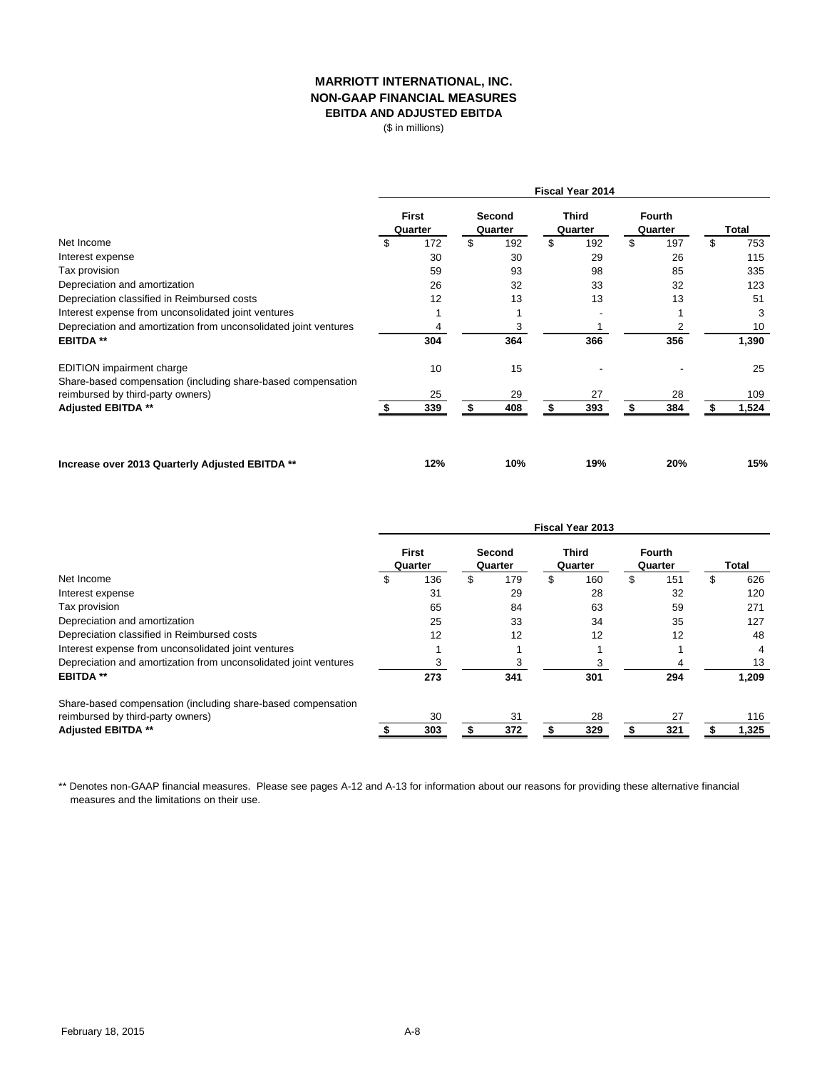# MARRIOTT INTERNATIONAL, INC.
## NON-GAAP FINANCIAL MEASURES
### EBITDA AND ADJUSTED EBITDA
($ in millions)

| | Fiscal Year 2014 | | | | |
|---|---|---|---|---|---|
| | First Quarter | Second Quarter | Third Quarter | Fourth Quarter | Total |
| Net Income | $ 172 | $ 192 | $ 192 | $ 197 | $ 753 |
| Interest expense | 30 | 30 | 29 | 26 | 115 |
| Tax provision | 59 | 93 | 98 | 85 | 335 |
| Depreciation and amortization | 26 | 32 | 33 | 32 | 123 |
| Depreciation classified in Reimbursed costs | 12 | 13 | 13 | 13 | 51 |
| Interest expense from unconsolidated joint ventures | 1 | 1 | - | 1 | 3 |
| Depreciation and amortization from unconsolidated joint ventures | 4 | 3 | 1 | 2 | 10 |
| **EBITDA \*\*** | **304** | **364** | **366** | **356** | **1,390** |
| EDITION impairment charge | 10 | 15 | - | - | 25 |
| Share-based compensation (including share-based compensation reimbursed by third-party owners) | 25 | 29 | 27 | 28 | 109 |
| **Adjusted EBITDA \*\*** | **$ 339** | **$ 408** | **$ 393** | **$ 384** | **$ 1,524** |
| **Increase over 2013 Quarterly Adjusted EBITDA \*\*** | **12%** | **10%** | **19%** | **20%** | **15%** |

| | Fiscal Year 2013 | | | | |
|---|---|---|---|---|---|
| | First Quarter | Second Quarter | Third Quarter | Fourth Quarter | Total |
| Net Income | $ 136 | $ 179 | $ 160 | $ 151 | $ 626 |
| Interest expense | 31 | 29 | 28 | 32 | 120 |
| Tax provision | 65 | 84 | 63 | 59 | 271 |
| Depreciation and amortization | 25 | 33 | 34 | 35 | 127 |
| Depreciation classified in Reimbursed costs | 12 | 12 | 12 | 12 | 48 |
| Interest expense from unconsolidated joint ventures | 1 | 1 | 1 | 1 | 4 |
| Depreciation and amortization from unconsolidated joint ventures | 3 | 3 | 3 | 4 | 13 |
| **EBITDA \*\*** | **273** | **341** | **301** | **294** | **1,209** |
| Share-based compensation (including share-based compensation reimbursed by third-party owners) | 30 | 31 | 28 | 27 | 116 |
| **Adjusted EBITDA \*\*** | **$ 303** | **$ 372** | **$ 329** | **$ 321** | **$ 1,325** |

** Denotes non-GAAP financial measures. Please see pages A-12 and A-13 for information about our reasons for providing these alternative financial measures and the limitations on their use.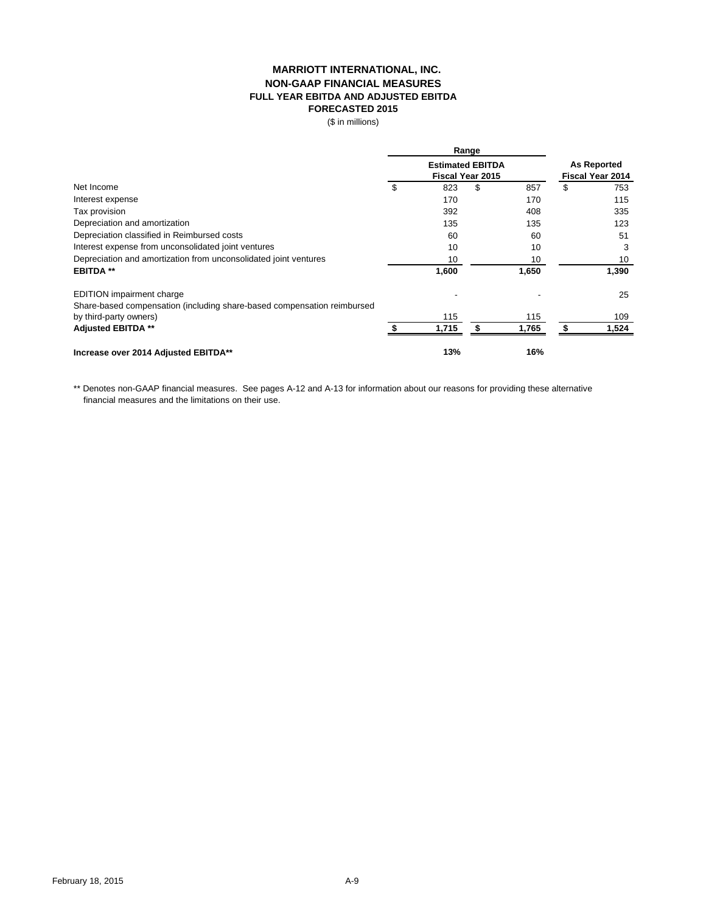# MARRIOTT INTERNATIONAL, INC.
## NON-GAAP FINANCIAL MEASURES
### FULL YEAR EBITDA AND ADJUSTED EBITDA
### FORECASTED 2015

($ in millions)

| | Range | | |
|---|---|---|---|
| | Estimated EBITDA Fiscal Year 2015 | | As Reported Fiscal Year 2014 |
| Net Income | $ 823 | $ 857 | $ 753 |
| Interest expense | 170 | 170 | 115 |
| Tax provision | 392 | 408 | 335 |
| Depreciation and amortization | 135 | 135 | 123 |
| Depreciation classified in Reimbursed costs | 60 | 60 | 51 |
| Interest expense from unconsolidated joint ventures | 10 | 10 | 3 |
| Depreciation and amortization from unconsolidated joint ventures | 10 | 10 | 10 |
| **EBITDA \*\*** | **1,600** | **1,650** | **1,390** |
| EDITION impairment charge | - | - | 25 |
| Share-based compensation (including share-based compensation reimbursed by third-party owners) | 115 | 115 | 109 |
| **Adjusted EBITDA \*\*** | **$ 1,715** | **$ 1,765** | **$ 1,524** |
| **Increase over 2014 Adjusted EBITDA\*\*** | **13%** | **16%** | |

** Denotes non-GAAP financial measures. See pages A-12 and A-13 for information about our reasons for providing these alternative financial measures and the limitations on their use.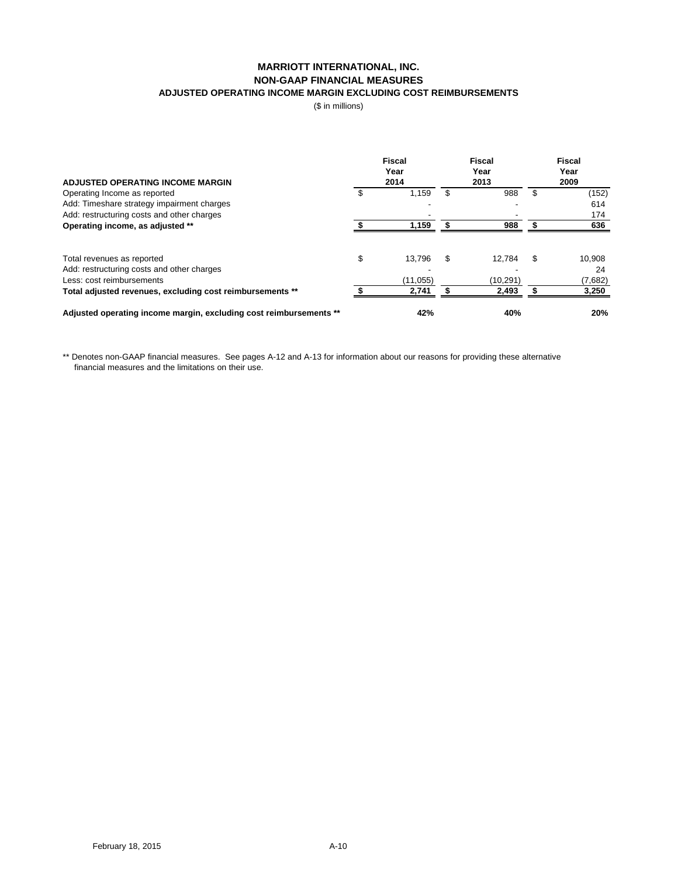# MARRIOTT INTERNATIONAL, INC.
## NON-GAAP FINANCIAL MEASURES
### ADJUSTED OPERATING INCOME MARGIN EXCLUDING COST REIMBURSEMENTS

($ in millions)

| **ADJUSTED OPERATING INCOME MARGIN** | **Fiscal Year 2014** | **Fiscal Year 2013** | **Fiscal Year 2009** |
|---|---|---|---|
| Operating Income as reported | $ 1,159 | $ 988 | $ (152) |
| Add: Timeshare strategy impairment charges | - | - | 614 |
| Add: restructuring costs and other charges | - | - | 174 |
| **Operating income, as adjusted \*\*** | **$ 1,159** | **$ 988** | **$ 636** |
| | | | |
| Total revenues as reported | $ 13,796 | $ 12,784 | $ 10,908 |
| Add: restructuring costs and other charges | - | - | 24 |
| Less: cost reimbursements | (11,055) | (10,291) | (7,682) |
| **Total adjusted revenues, excluding cost reimbursements \*\*** | **$ 2,741** | **$ 2,493** | **$ 3,250** |
| | | | |
| **Adjusted operating income margin, excluding cost reimbursements \*\*** | **42%** | **40%** | **20%** |

** Denotes non-GAAP financial measures. See pages A-12 and A-13 for information about our reasons for providing these alternative financial measures and the limitations on their use.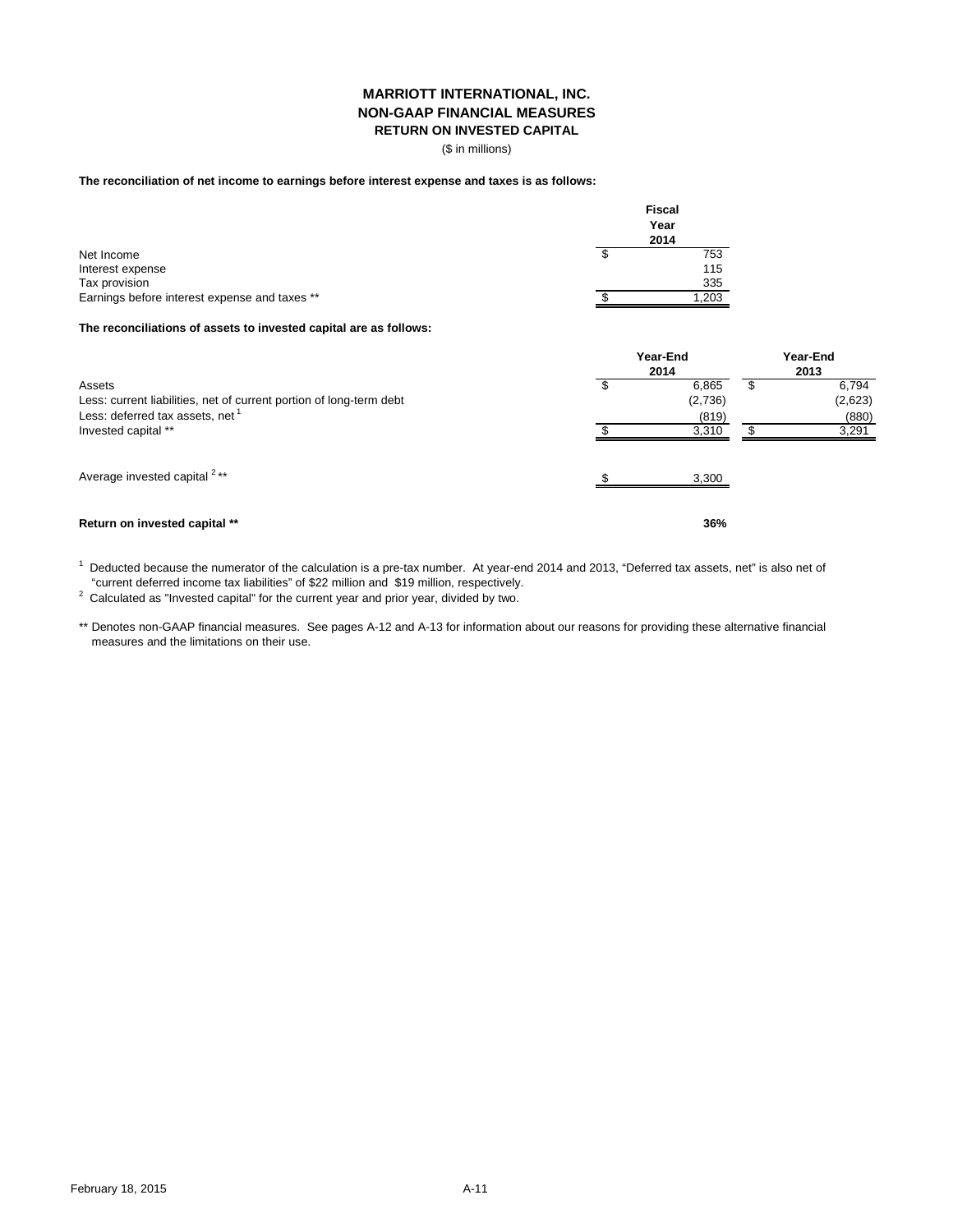# MARRIOTT INTERNATIONAL, INC.
## NON-GAAP FINANCIAL MEASURES
### RETURN ON INVESTED CAPITAL

($ in millions)

**The reconciliation of net income to earnings before interest expense and taxes is as follows:**

| | Fiscal Year 2014 |
|---|---|
| Net Income | $ 753 |
| Interest expense | 115 |
| Tax provision | 335 |
| Earnings before interest expense and taxes ** | $ 1,203 |

**The reconciliations of assets to invested capital are as follows:**

| | Year-End 2014 | Year-End 2013 |
|---|---|---|
| Assets | $ 6,865 | $ 6,794 |
| Less: current liabilities, net of current portion of long-term debt | (2,736) | (2,623) |
| Less: deferred tax assets, net [1] | (819) | (880) |
| Invested capital ** | $ 3,310 | $ 3,291 |
| | | |
| Average invested capital [2] ** | $ 3,300 | |
| | | |
| **Return on invested capital **** | **36%** | |

[1] Deducted because the numerator of the calculation is a pre-tax number. At year-end 2014 and 2013, "Deferred tax assets, net" is also net of "current deferred income tax liabilities" of $22 million and $19 million, respectively.

[2] Calculated as "Invested capital" for the current year and prior year, divided by two.

** Denotes non-GAAP financial measures. See pages A-12 and A-13 for information about our reasons for providing these alternative financial measures and the limitations on their use.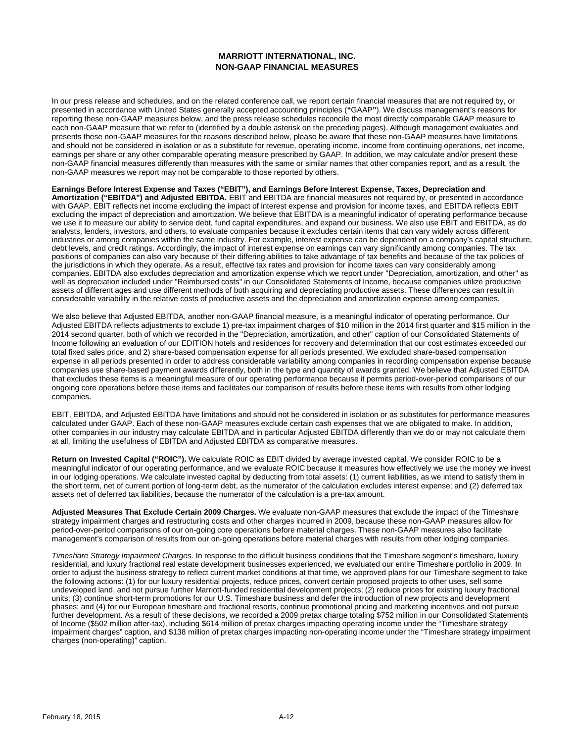# MARRIOTT INTERNATIONAL, INC.
# NON-GAAP FINANCIAL MEASURES

In our press release and schedules, and on the related conference call, we report certain financial measures that are not required by, or presented in accordance with United States generally accepted accounting principles ("GAAP"). We discuss management's reasons for reporting these non-GAAP measures below, and the press release schedules reconcile the most directly comparable GAAP measure to each non-GAAP measure that we refer to (identified by a double asterisk on the preceding pages). Although management evaluates and presents these non-GAAP measures for the reasons described below, please be aware that these non-GAAP measures have limitations and should not be considered in isolation or as a substitute for revenue, operating income, income from continuing operations, net income, earnings per share or any other comparable operating measure prescribed by GAAP. In addition, we may calculate and/or present these non-GAAP financial measures differently than measures with the same or similar names that other companies report, and as a result, the non-GAAP measures we report may not be comparable to those reported by others.

**Earnings Before Interest Expense and Taxes ("EBIT"), and Earnings Before Interest Expense, Taxes, Depreciation and Amortization ("EBITDA") and Adjusted EBITDA.** EBIT and EBITDA are financial measures not required by, or presented in accordance with GAAP. EBIT reflects net income excluding the impact of interest expense and provision for income taxes, and EBITDA reflects EBIT excluding the impact of depreciation and amortization. We believe that EBITDA is a meaningful indicator of operating performance because we use it to measure our ability to service debt, fund capital expenditures, and expand our business. We also use EBIT and EBITDA, as do analysts, lenders, investors, and others, to evaluate companies because it excludes certain items that can vary widely across different industries or among companies within the same industry. For example, interest expense can be dependent on a company's capital structure, debt levels, and credit ratings. Accordingly, the impact of interest expense on earnings can vary significantly among companies. The tax positions of companies can also vary because of their differing abilities to take advantage of tax benefits and because of the tax policies of the jurisdictions in which they operate. As a result, effective tax rates and provision for income taxes can vary considerably among companies. EBITDA also excludes depreciation and amortization expense which we report under "Depreciation, amortization, and other" as well as depreciation included under "Reimbursed costs" in our Consolidated Statements of Income, because companies utilize productive assets of different ages and use different methods of both acquiring and depreciating productive assets. These differences can result in considerable variability in the relative costs of productive assets and the depreciation and amortization expense among companies.

We also believe that Adjusted EBITDA, another non-GAAP financial measure, is a meaningful indicator of operating performance. Our Adjusted EBITDA reflects adjustments to exclude 1) pre-tax impairment charges of $10 million in the 2014 first quarter and $15 million in the 2014 second quarter, both of which we recorded in the "Depreciation, amortization, and other" caption of our Consolidated Statements of Income following an evaluation of our EDITION hotels and residences for recovery and determination that our cost estimates exceeded our total fixed sales price, and 2) share-based compensation expense for all periods presented. We excluded share-based compensation expense in all periods presented in order to address considerable variability among companies in recording compensation expense because companies use share-based payment awards differently, both in the type and quantity of awards granted. We believe that Adjusted EBITDA that excludes these items is a meaningful measure of our operating performance because it permits period-over-period comparisons of our ongoing core operations before these items and facilitates our comparison of results before these items with results from other lodging companies.

EBIT, EBITDA, and Adjusted EBITDA have limitations and should not be considered in isolation or as substitutes for performance measures calculated under GAAP. Each of these non-GAAP measures exclude certain cash expenses that we are obligated to make. In addition, other companies in our industry may calculate EBITDA and in particular Adjusted EBITDA differently than we do or may not calculate them at all, limiting the usefulness of EBITDA and Adjusted EBITDA as comparative measures.

**Return on Invested Capital ("ROIC").** We calculate ROIC as EBIT divided by average invested capital. We consider ROIC to be a meaningful indicator of our operating performance, and we evaluate ROIC because it measures how effectively we use the money we invest in our lodging operations. We calculate invested capital by deducting from total assets: (1) current liabilities, as we intend to satisfy them in the short term, net of current portion of long-term debt, as the numerator of the calculation excludes interest expense; and (2) deferred tax assets net of deferred tax liabilities, because the numerator of the calculation is a pre-tax amount.

**Adjusted Measures That Exclude Certain 2009 Charges.** We evaluate non-GAAP measures that exclude the impact of the Timeshare strategy impairment charges and restructuring costs and other charges incurred in 2009, because these non-GAAP measures allow for period-over-period comparisons of our on-going core operations before material charges. These non-GAAP measures also facilitate management's comparison of results from our on-going operations before material charges with results from other lodging companies.

*Timeshare Strategy Impairment Charges.* In response to the difficult business conditions that the Timeshare segment's timeshare, luxury residential, and luxury fractional real estate development businesses experienced, we evaluated our entire Timeshare portfolio in 2009. In order to adjust the business strategy to reflect current market conditions at that time, we approved plans for our Timeshare segment to take the following actions: (1) for our luxury residential projects, reduce prices, convert certain proposed projects to other uses, sell some undeveloped land, and not pursue further Marriott-funded residential development projects; (2) reduce prices for existing luxury fractional units; (3) continue short-term promotions for our U.S. Timeshare business and defer the introduction of new projects and development phases; and (4) for our European timeshare and fractional resorts, continue promotional pricing and marketing incentives and not pursue further development. As a result of these decisions, we recorded a 2009 pretax charge totaling $752 million in our Consolidated Statements of Income ($502 million after-tax), including $614 million of pretax charges impacting operating income under the "Timeshare strategy impairment charges" caption, and $138 million of pretax charges impacting non-operating income under the "Timeshare strategy impairment charges (non-operating)" caption.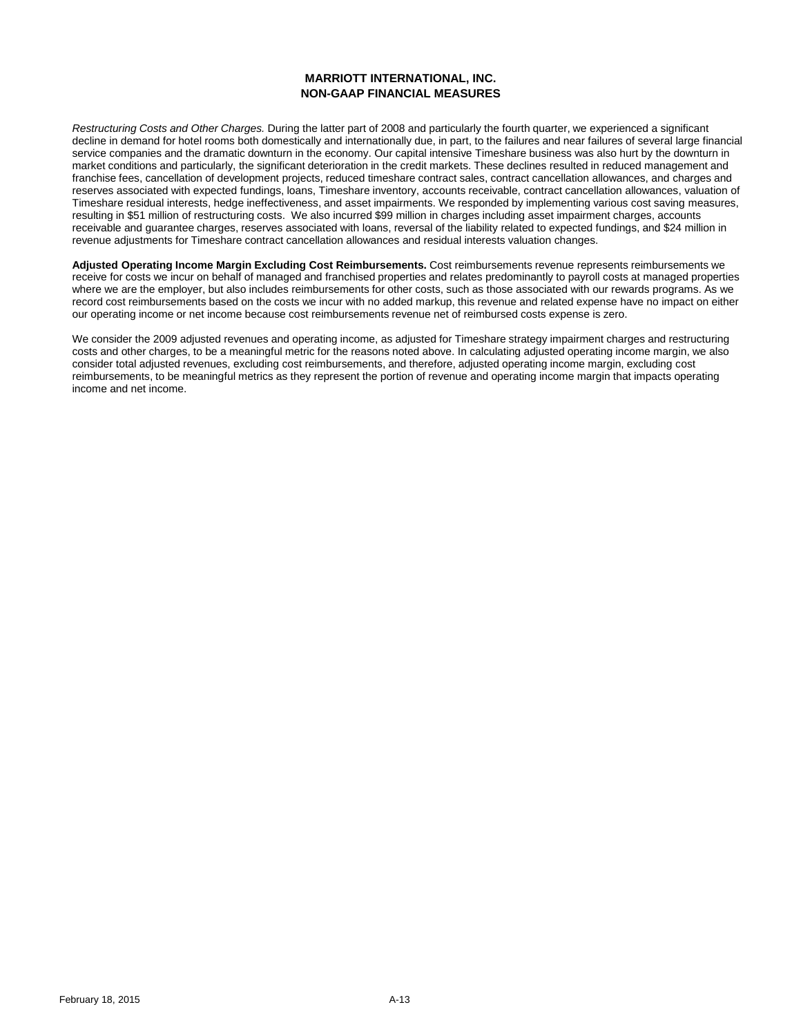**MARRIOTT INTERNATIONAL, INC.**
**NON-GAAP FINANCIAL MEASURES**

*Restructuring Costs and Other Charges.* During the latter part of 2008 and particularly the fourth quarter, we experienced a significant decline in demand for hotel rooms both domestically and internationally due, in part, to the failures and near failures of several large financial service companies and the dramatic downturn in the economy. Our capital intensive Timeshare business was also hurt by the downturn in market conditions and particularly, the significant deterioration in the credit markets. These declines resulted in reduced management and franchise fees, cancellation of development projects, reduced timeshare contract sales, contract cancellation allowances, and charges and reserves associated with expected fundings, loans, Timeshare inventory, accounts receivable, contract cancellation allowances, valuation of Timeshare residual interests, hedge ineffectiveness, and asset impairments. We responded by implementing various cost saving measures, resulting in $51 million of restructuring costs. We also incurred $99 million in charges including asset impairment charges, accounts receivable and guarantee charges, reserves associated with loans, reversal of the liability related to expected fundings, and $24 million in revenue adjustments for Timeshare contract cancellation allowances and residual interests valuation changes.

**Adjusted Operating Income Margin Excluding Cost Reimbursements.** Cost reimbursements revenue represents reimbursements we receive for costs we incur on behalf of managed and franchised properties and relates predominantly to payroll costs at managed properties where we are the employer, but also includes reimbursements for other costs, such as those associated with our rewards programs. As we record cost reimbursements based on the costs we incur with no added markup, this revenue and related expense have no impact on either our operating income or net income because cost reimbursements revenue net of reimbursed costs expense is zero.

We consider the 2009 adjusted revenues and operating income, as adjusted for Timeshare strategy impairment charges and restructuring costs and other charges, to be a meaningful metric for the reasons noted above. In calculating adjusted operating income margin, we also consider total adjusted revenues, excluding cost reimbursements, and therefore, adjusted operating income margin, excluding cost reimbursements, to be meaningful metrics as they represent the portion of revenue and operating income margin that impacts operating income and net income.